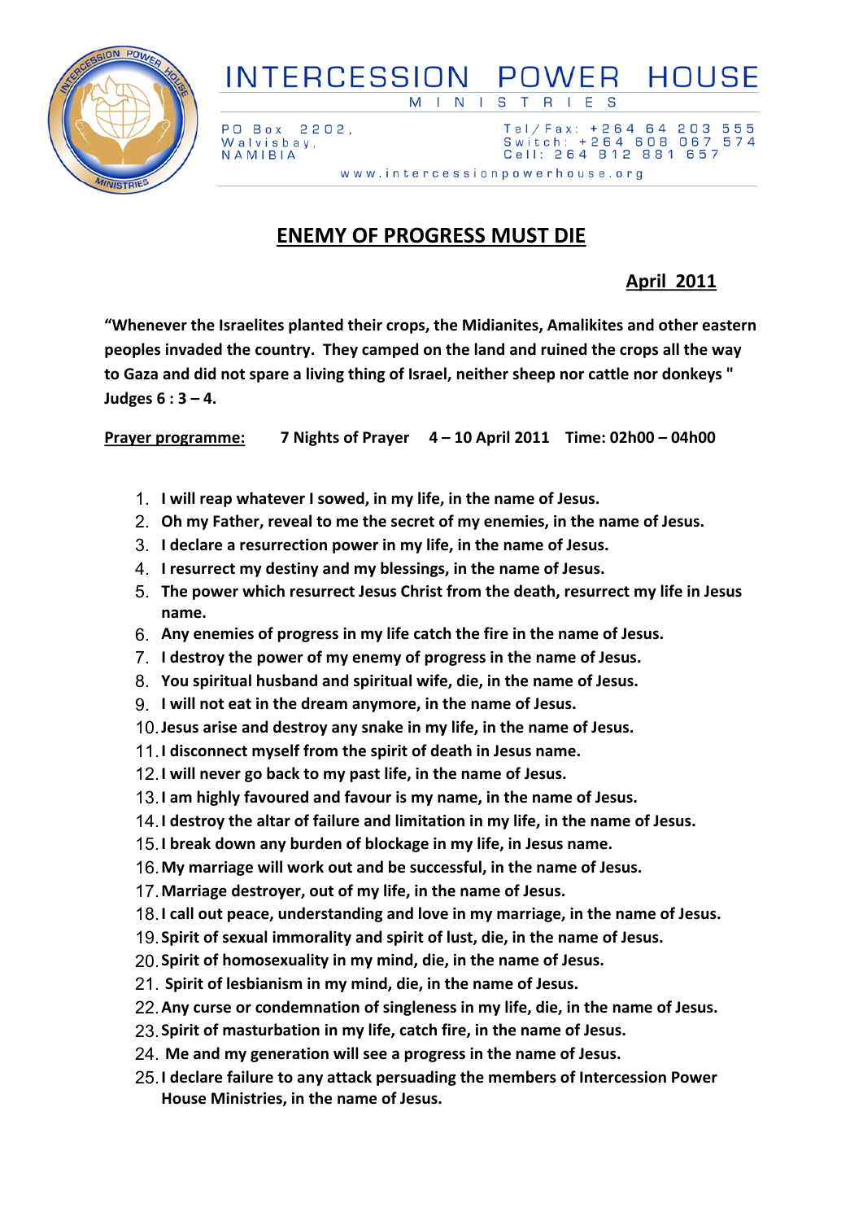# INTERCESSION POWER HOUSE

MINISTRIES

PO Box 2202,
Walvisbay,
NAMIBIA

Tel/Fax: +264 64 203 555
Switch: +264 608 067 574
Cell: 264 812 881 657

www.intercessionpowerhouse.org

## ENEMY OF PROGRESS MUST DIE

**April 2011**

**"Whenever the Israelites planted their crops, the Midianites, Amalikites and other eastern peoples invaded the country. They camped on the land and ruined the crops all the way to Gaza and did not spare a living thing of Israel, neither sheep nor cattle nor donkeys " Judges 6 : 3 – 4.**

**Prayer programme:** **7 Nights of Prayer 4 – 10 April 2011 Time: 02h00 – 04h00**

1. **I will reap whatever I sowed, in my life, in the name of Jesus.**
2. **Oh my Father, reveal to me the secret of my enemies, in the name of Jesus.**
3. **I declare a resurrection power in my life, in the name of Jesus.**
4. **I resurrect my destiny and my blessings, in the name of Jesus.**
5. **The power which resurrect Jesus Christ from the death, resurrect my life in Jesus name.**
6. **Any enemies of progress in my life catch the fire in the name of Jesus.**
7. **I destroy the power of my enemy of progress in the name of Jesus.**
8. **You spiritual husband and spiritual wife, die, in the name of Jesus.**
9. **I will not eat in the dream anymore, in the name of Jesus.**
10. **Jesus arise and destroy any snake in my life, in the name of Jesus.**
11. **I disconnect myself from the spirit of death in Jesus name.**
12. **I will never go back to my past life, in the name of Jesus.**
13. **I am highly favoured and favour is my name, in the name of Jesus.**
14. **I destroy the altar of failure and limitation in my life, in the name of Jesus.**
15. **I break down any burden of blockage in my life, in Jesus name.**
16. **My marriage will work out and be successful, in the name of Jesus.**
17. **Marriage destroyer, out of my life, in the name of Jesus.**
18. **I call out peace, understanding and love in my marriage, in the name of Jesus.**
19. **Spirit of sexual immorality and spirit of lust, die, in the name of Jesus.**
20. **Spirit of homosexuality in my mind, die, in the name of Jesus.**
21. **Spirit of lesbianism in my mind, die, in the name of Jesus.**
22. **Any curse or condemnation of singleness in my life, die, in the name of Jesus.**
23. **Spirit of masturbation in my life, catch fire, in the name of Jesus.**
24. **Me and my generation will see a progress in the name of Jesus.**
25. **I declare failure to any attack persuading the members of Intercession Power House Ministries, in the name of Jesus.**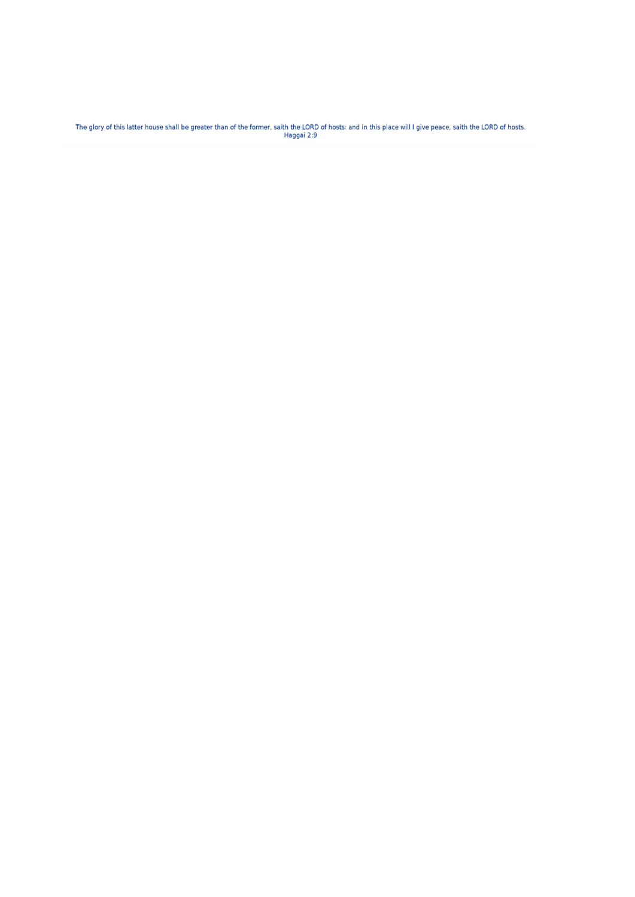The glory of this latter house shall be greater than of the former, saith the LORD of hosts: and in this place will I give peace, saith the LORD of hosts.
Haggai 2:9